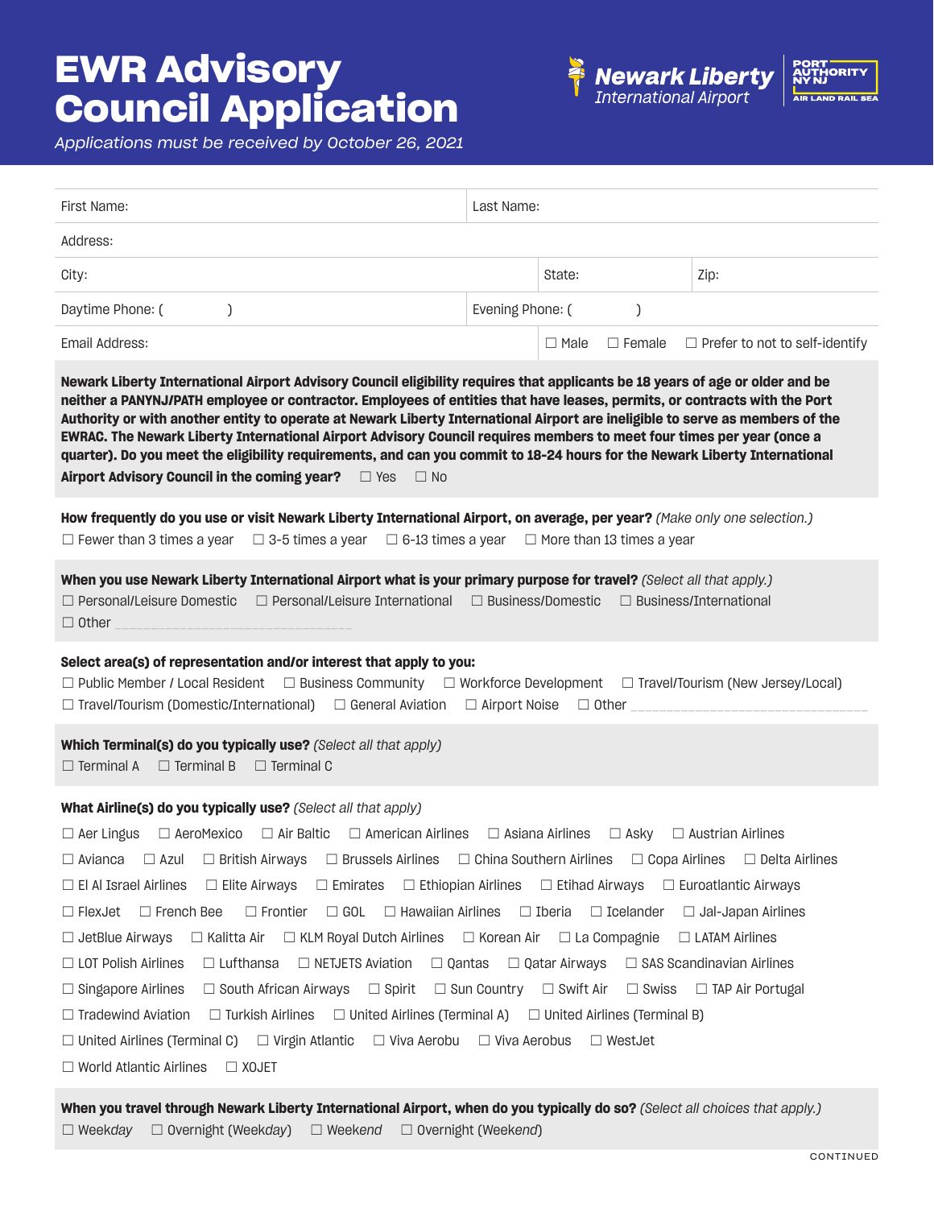# EWR Advisory Council Application

*Applications must be received by October 26, 2021*

Newark Liberty International Airport | PORT AUTHORITY NY NJ — AIR LAND RAIL SEA

| First Name: | | Last Name: | |
|---|---|---|---|
| Address: | | | |
| City: | | State: | Zip: |
| Daytime Phone: (      ) | | Evening Phone: (      ) | |
| Email Address: | | ☐ Male ☐ Female ☐ Prefer to not to self-identify | |

**Newark Liberty International Airport Advisory Council eligibility requires that applicants be 18 years of age or older and be neither a PANYNJ/PATH employee or contractor. Employees of entities that have leases, permits, or contracts with the Port Authority or with another entity to operate at Newark Liberty International Airport are ineligible to serve as members of the EWRAC. The Newark Liberty International Airport Advisory Council requires members to meet four times per year (once a quarter). Do you meet the eligibility requirements, and can you commit to 18-24 hours for the Newark Liberty International Airport Advisory Council in the coming year?** ☐ Yes ☐ No

**How frequently do you use or visit Newark Liberty International Airport, on average, per year?** *(Make only one selection.)*

☐ Fewer than 3 times a year ☐ 3-5 times a year ☐ 6-13 times a year ☐ More than 13 times a year

**When you use Newark Liberty International Airport what is your primary purpose for travel?** *(Select all that apply.)*

☐ Personal/Leisure Domestic ☐ Personal/Leisure International ☐ Business/Domestic ☐ Business/International

☐ Other ________________________________

**Select area(s) of representation and/or interest that apply to you:**

☐ Public Member / Local Resident ☐ Business Community ☐ Workforce Development ☐ Travel/Tourism (New Jersey/Local)

☐ Travel/Tourism (Domestic/International) ☐ General Aviation ☐ Airport Noise ☐ Other ________________________________

**Which Terminal(s) do you typically use?** *(Select all that apply)*

☐ Terminal A ☐ Terminal B ☐ Terminal C

**What Airline(s) do you typically use?** *(Select all that apply)*

☐ Aer Lingus ☐ AeroMexico ☐ Air Baltic ☐ American Airlines ☐ Asiana Airlines ☐ Asky ☐ Austrian Airlines

☐ Avianca ☐ Azul ☐ British Airways ☐ Brussels Airlines ☐ China Southern Airlines ☐ Copa Airlines ☐ Delta Airlines

☐ El Al Israel Airlines ☐ Elite Airways ☐ Emirates ☐ Ethiopian Airlines ☐ Etihad Airways ☐ Euroatlantic Airways

☐ FlexJet ☐ French Bee ☐ Frontier ☐ GOL ☐ Hawaiian Airlines ☐ Iberia ☐ Icelander ☐ Jal-Japan Airlines

☐ JetBlue Airways ☐ Kalitta Air ☐ KLM Royal Dutch Airlines ☐ Korean Air ☐ La Compagnie ☐ LATAM Airlines

☐ LOT Polish Airlines ☐ Lufthansa ☐ NETJETS Aviation ☐ Qantas ☐ Qatar Airways ☐ SAS Scandinavian Airlines

☐ Singapore Airlines ☐ South African Airways ☐ Spirit ☐ Sun Country ☐ Swift Air ☐ Swiss ☐ TAP Air Portugal

☐ Tradewind Aviation ☐ Turkish Airlines ☐ United Airlines (Terminal A) ☐ United Airlines (Terminal B)

☐ United Airlines (Terminal C) ☐ Virgin Atlantic ☐ Viva Aerobu ☐ Viva Aerobus ☐ WestJet

☐ World Atlantic Airlines ☐ XOJET

**When you travel through Newark Liberty International Airport, when do you typically do so?** *(Select all choices that apply.)*

☐ *Weekday* ☐ Overnight (*Weekday*) ☐ *Weekend* ☐ Overnight (*Weekend*)

CONTINUED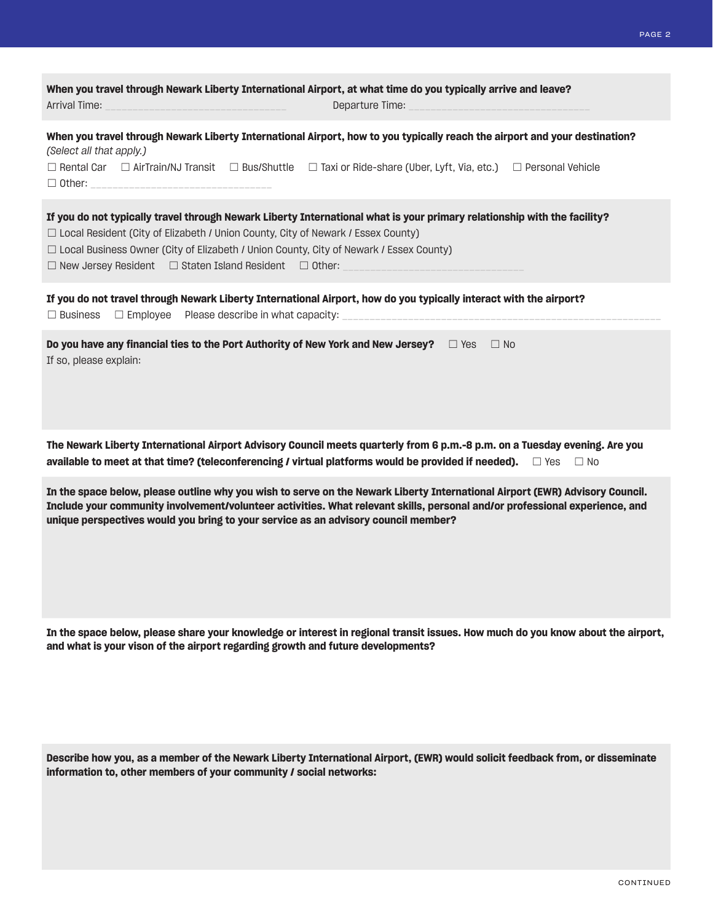**When you travel through Newark Liberty International Airport, at what time do you typically arrive and leave?**

Arrival Time: _______________________________ Departure Time: _______________________________

**When you travel through Newark Liberty International Airport, how to you typically reach the airport and your destination?**
*(Select all that apply.)*

☐ Rental Car ☐ AirTrain/NJ Transit ☐ Bus/Shuttle ☐ Taxi or Ride-share (Uber, Lyft, Via, etc.) ☐ Personal Vehicle
☐ Other: _______________________________

**If you do not typically travel through Newark Liberty International what is your primary relationship with the facility?**

☐ Local Resident (City of Elizabeth / Union County, City of Newark / Essex County)
☐ Local Business Owner (City of Elizabeth / Union County, City of Newark / Essex County)
☐ New Jersey Resident ☐ Staten Island Resident ☐ Other: _______________________________

**If you do not travel through Newark Liberty International Airport, how do you typically interact with the airport?**

☐ Business ☐ Employee Please describe in what capacity: _______________________________________________________

**Do you have any financial ties to the Port Authority of New York and New Jersey?** ☐ Yes ☐ No
If so, please explain:

**The Newark Liberty International Airport Advisory Council meets quarterly from 6 p.m.-8 p.m. on a Tuesday evening. Are you available to meet at that time? (teleconferencing / virtual platforms would be provided if needed).** ☐ Yes ☐ No

**In the space below, please outline why you wish to serve on the Newark Liberty International Airport (EWR) Advisory Council. Include your community involvement/volunteer activities. What relevant skills, personal and/or professional experience, and unique perspectives would you bring to your service as an advisory council member?**

**In the space below, please share your knowledge or interest in regional transit issues. How much do you know about the airport, and what is your vison of the airport regarding growth and future developments?**

**Describe how you, as a member of the Newark Liberty International Airport, (EWR) would solicit feedback from, or disseminate information to, other members of your community / social networks:**

CONTINUED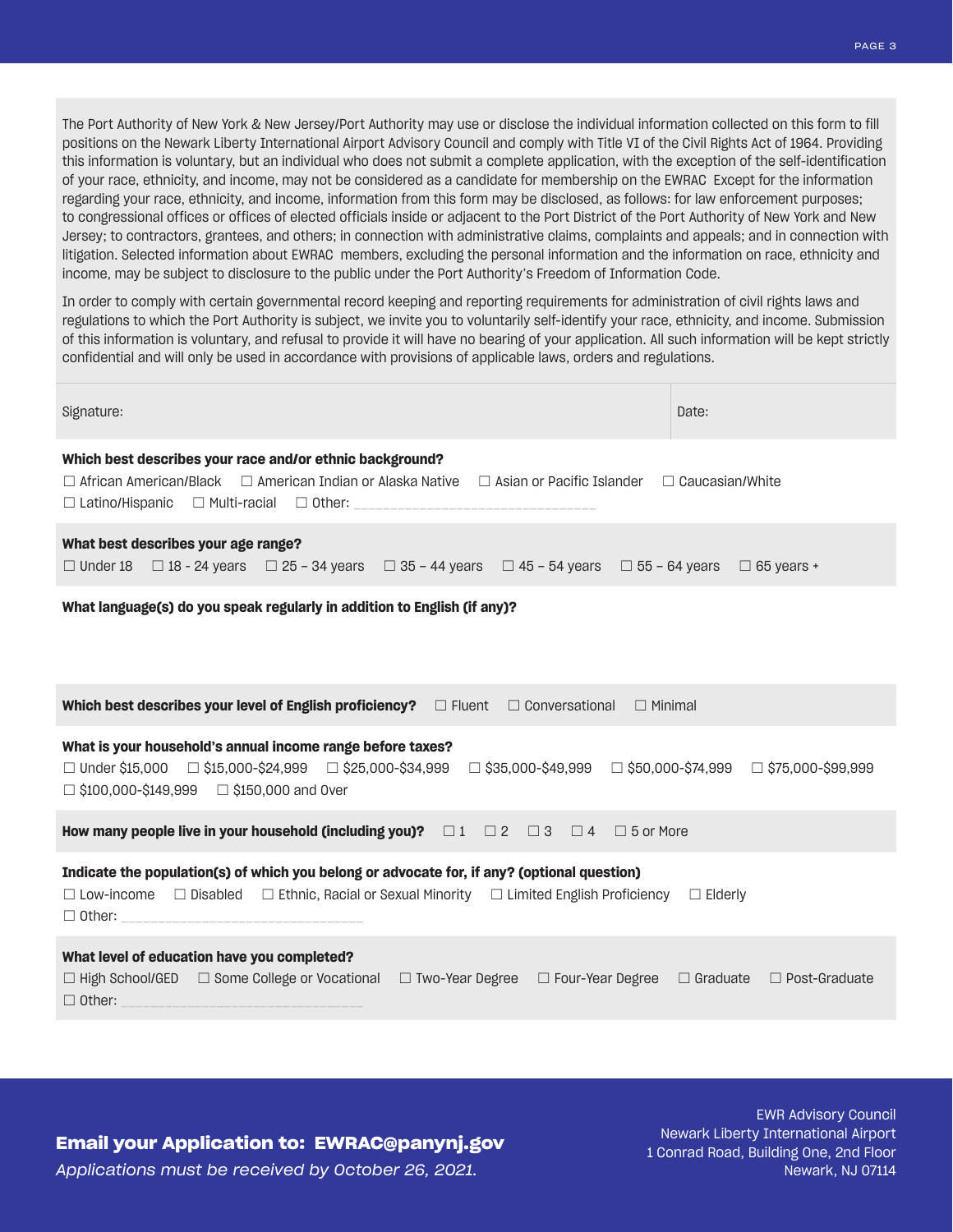The Port Authority of New York & New Jersey/Port Authority may use or disclose the individual information collected on this form to fill positions on the Newark Liberty International Airport Advisory Council and comply with Title VI of the Civil Rights Act of 1964. Providing this information is voluntary, but an individual who does not submit a complete application, with the exception of the self-identification of your race, ethnicity, and income, may not be considered as a candidate for membership on the EWRAC Except for the information regarding your race, ethnicity, and income, information from this form may be disclosed, as follows: for law enforcement purposes; to congressional offices or offices of elected officials inside or adjacent to the Port District of the Port Authority of New York and New Jersey; to contractors, grantees, and others; in connection with administrative claims, complaints and appeals; and in connection with litigation. Selected information about EWRAC members, excluding the personal information and the information on race, ethnicity and income, may be subject to disclosure to the public under the Port Authority's Freedom of Information Code.

In order to comply with certain governmental record keeping and reporting requirements for administration of civil rights laws and regulations to which the Port Authority is subject, we invite you to voluntarily self-identify your race, ethnicity, and income. Submission of this information is voluntary, and refusal to provide it will have no bearing of your application. All such information will be kept strictly confidential and will only be used in accordance with provisions of applicable laws, orders and regulations.

| Signature: | Date: |
|---|---|

**Which best describes your race and/or ethnic background?**

☐ African American/Black ☐ American Indian or Alaska Native ☐ Asian or Pacific Islander ☐ Caucasian/White
☐ Latino/Hispanic ☐ Multi-racial ☐ Other: ______________________________

**What best describes your age range?**

☐ Under 18 ☐ 18 - 24 years ☐ 25 – 34 years ☐ 35 – 44 years ☐ 45 – 54 years ☐ 55 – 64 years ☐ 65 years +

**What language(s) do you speak regularly in addition to English (if any)?**

**Which best describes your level of English proficiency?** ☐ Fluent ☐ Conversational ☐ Minimal

**What is your household's annual income range before taxes?**

☐ Under $15,000 ☐ $15,000-$24,999 ☐ $25,000-$34,999 ☐ $35,000-$49,999 ☐ $50,000-$74,999 ☐ $75,000-$99,999
☐ $100,000-$149,999 ☐ $150,000 and Over

**How many people live in your household (including you)?** ☐ 1 ☐ 2 ☐ 3 ☐ 4 ☐ 5 or More

**Indicate the population(s) of which you belong or advocate for, if any? (optional question)**

☐ Low-income ☐ Disabled ☐ Ethnic, Racial or Sexual Minority ☐ Limited English Proficiency ☐ Elderly
☐ Other: ______________________________

**What level of education have you completed?**

☐ High School/GED ☐ Some College or Vocational ☐ Two-Year Degree ☐ Four-Year Degree ☐ Graduate ☐ Post-Graduate
☐ Other: ______________________________

**Email your Application to: EWRAC@panynj.gov**

*Applications must be received by October 26, 2021.*

EWR Advisory Council
Newark Liberty International Airport
1 Conrad Road, Building One, 2nd Floor
Newark, NJ 07114